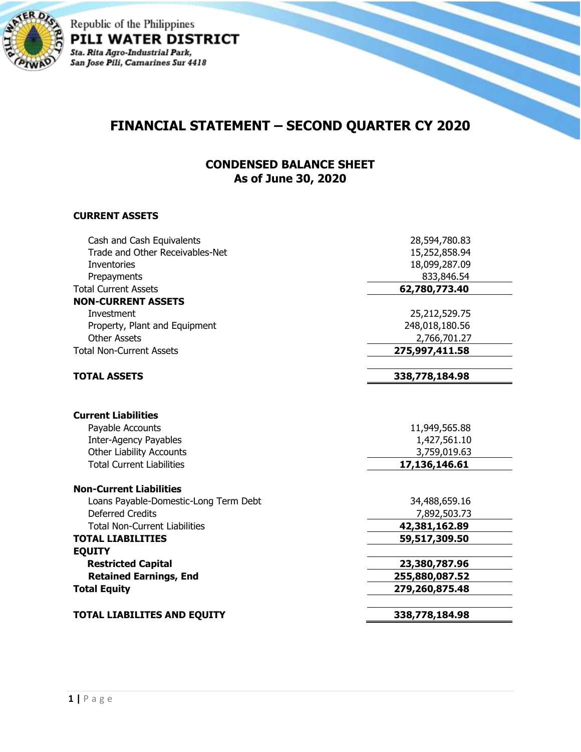Republic of the Philippines

**PILI WATER DISTRICT**

*Sta. Rita Agro-Industrial Park, San Jose Pili, Camarines Sur 4418*

# FINANCIAL STATEMENT – SECOND QUARTER CY 2020

## CONDENSED BALANCE SHEET
## As of June 30, 2020

| | |
|---|---|
| **CURRENT ASSETS** | |
| Cash and Cash Equivalents | 28,594,780.83 |
| Trade and Other Receivables-Net | 15,252,858.94 |
| Inventories | 18,099,287.09 |
| Prepayments | 833,846.54 |
| Total Current Assets | **62,780,773.40** |
| **NON-CURRENT ASSETS** | |
| Investment | 25,212,529.75 |
| Property, Plant and Equipment | 248,018,180.56 |
| Other Assets | 2,766,701.27 |
| Total Non-Current Assets | **275,997,411.58** |
| **TOTAL ASSETS** | **338,778,184.98** |
| **Current Liabilities** | |
| Payable Accounts | 11,949,565.88 |
| Inter-Agency Payables | 1,427,561.10 |
| Other Liability Accounts | 3,759,019.63 |
| Total Current Liabilities | **17,136,146.61** |
| **Non-Current Liabilities** | |
| Loans Payable-Domestic-Long Term Debt | 34,488,659.16 |
| Deferred Credits | 7,892,503.73 |
| Total Non-Current Liabilities | **42,381,162.89** |
| **TOTAL LIABILITIES** | **59,517,309.50** |
| **EQUITY** | |
| **Restricted Capital** | **23,380,787.96** |
| **Retained Earnings, End** | **255,880,087.52** |
| **Total Equity** | **279,260,875.48** |
| **TOTAL LIABILITES AND EQUITY** | **338,778,184.98** |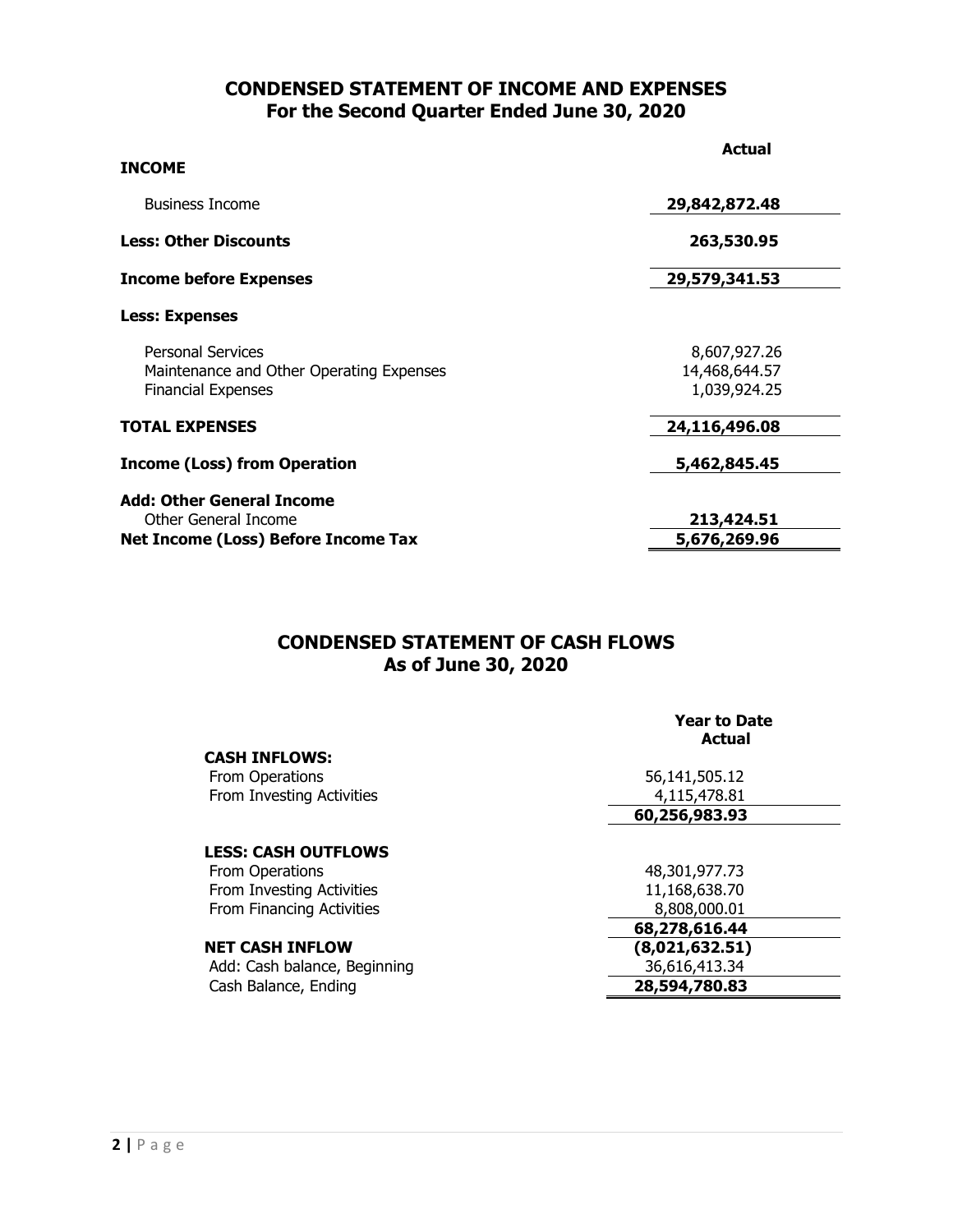## CONDENSED STATEMENT OF INCOME AND EXPENSES
## For the Second Quarter Ended June 30, 2020

| | Actual |
|---|---|
| **INCOME** | |
| Business Income | **29,842,872.48** |
| **Less: Other Discounts** | **263,530.95** |
| **Income before Expenses** | **29,579,341.53** |
| **Less: Expenses** | |
| Personal Services | 8,607,927.26 |
| Maintenance and Other Operating Expenses | 14,468,644.57 |
| Financial Expenses | 1,039,924.25 |
| **TOTAL EXPENSES** | **24,116,496.08** |
| **Income (Loss) from Operation** | **5,462,845.45** |
| **Add: Other General Income** | |
| Other General Income | **213,424.51** |
| **Net Income (Loss) Before Income Tax** | **5,676,269.96** |

## CONDENSED STATEMENT OF CASH FLOWS
## As of June 30, 2020

| | Year to Date Actual |
|---|---|
| **CASH INFLOWS:** | |
| From Operations | 56,141,505.12 |
| From Investing Activities | 4,115,478.81 |
| | **60,256,983.93** |
| **LESS: CASH OUTFLOWS** | |
| From Operations | 48,301,977.73 |
| From Investing Activities | 11,168,638.70 |
| From Financing Activities | 8,808,000.01 |
| | **68,278,616.44** |
| **NET CASH INFLOW** | **(8,021,632.51)** |
| Add: Cash balance, Beginning | 36,616,413.34 |
| Cash Balance, Ending | **28,594,780.83** |